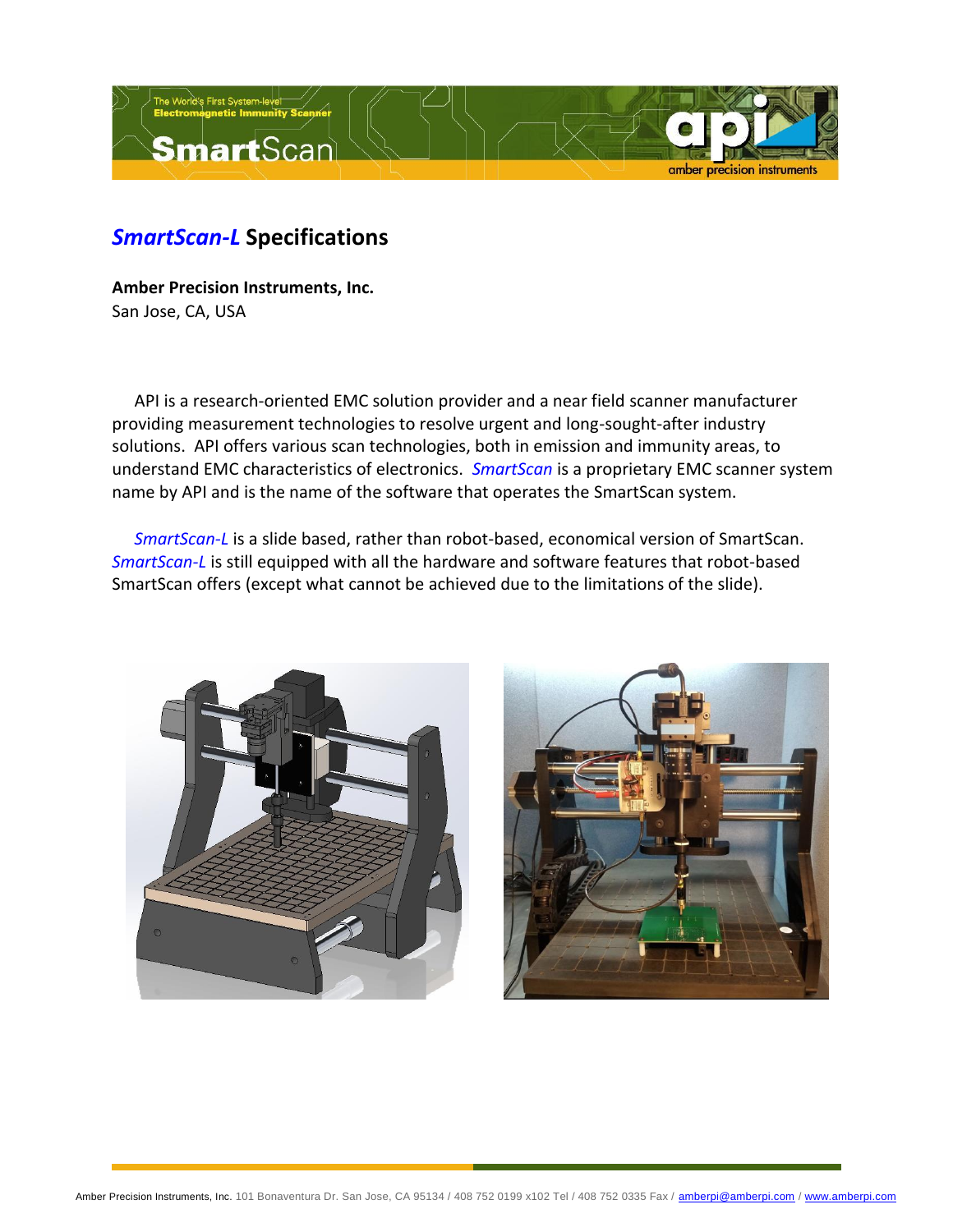## *SmartScan-L* Specifications

**Amber Precision Instruments, Inc.**
San Jose, CA, USA

API is a research-oriented EMC solution provider and a near field scanner manufacturer providing measurement technologies to resolve urgent and long-sought-after industry solutions. API offers various scan technologies, both in emission and immunity areas, to understand EMC characteristics of electronics. *SmartScan* is a proprietary EMC scanner system name by API and is the name of the software that operates the SmartScan system.

*SmartScan-L* is a slide based, rather than robot-based, economical version of SmartScan. *SmartScan-L* is still equipped with all the hardware and software features that robot-based SmartScan offers (except what cannot be achieved due to the limitations of the slide).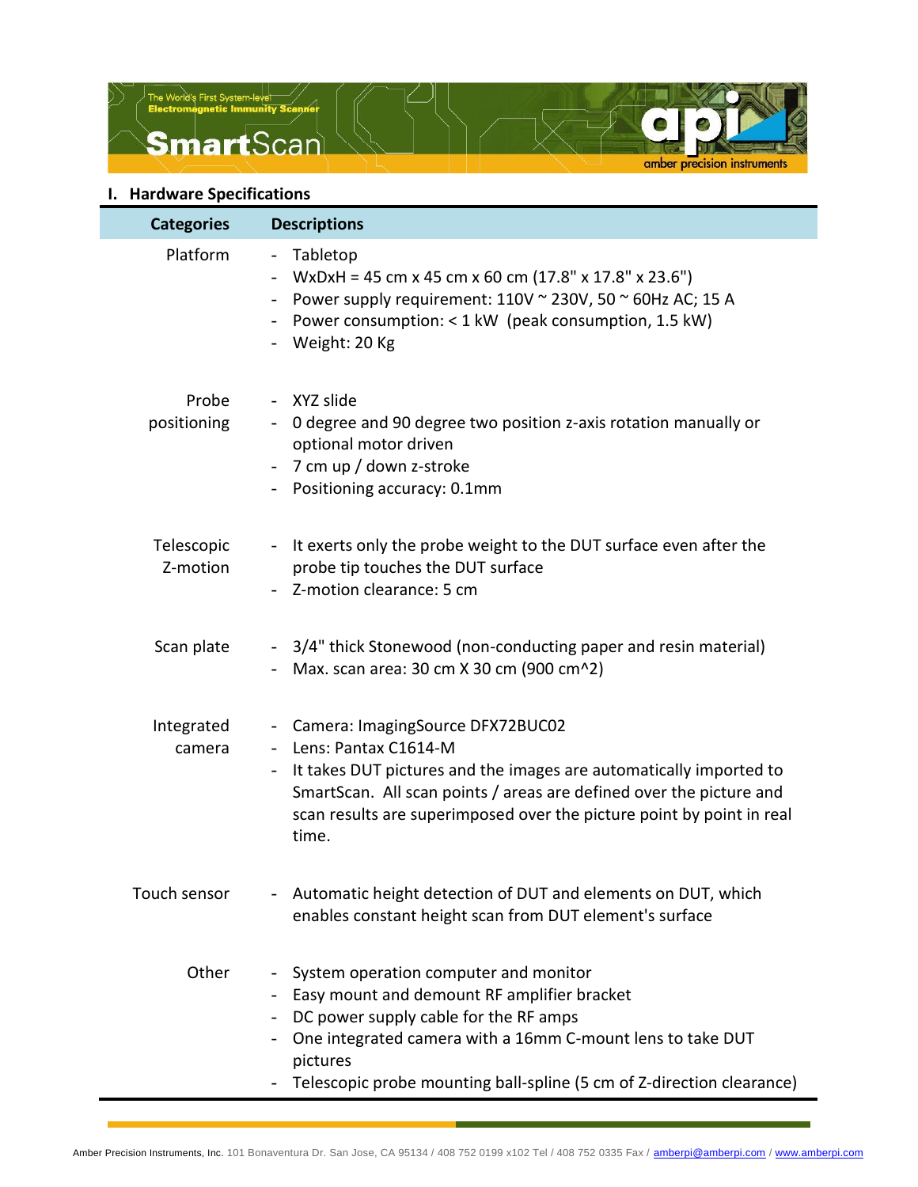## I. Hardware Specifications

| Categories | Descriptions |
|---|---|
| Platform | - Tabletop<br>- WxDxH = 45 cm x 45 cm x 60 cm (17.8" x 17.8" x 23.6")<br>- Power supply requirement: 110V ~ 230V, 50 ~ 60Hz AC; 15 A<br>- Power consumption: < 1 kW (peak consumption, 1.5 kW)<br>- Weight: 20 Kg |
| Probe positioning | - XYZ slide<br>- 0 degree and 90 degree two position z-axis rotation manually or optional motor driven<br>- 7 cm up / down z-stroke<br>- Positioning accuracy: 0.1mm |
| Telescopic Z-motion | - It exerts only the probe weight to the DUT surface even after the probe tip touches the DUT surface<br>- Z-motion clearance: 5 cm |
| Scan plate | - 3/4" thick Stonewood (non-conducting paper and resin material)<br>- Max. scan area: 30 cm X 30 cm (900 cm^2) |
| Integrated camera | - Camera: ImagingSource DFX72BUC02<br>- Lens: Pantax C1614-M<br>- It takes DUT pictures and the images are automatically imported to SmartScan. All scan points / areas are defined over the picture and scan results are superimposed over the picture point by point in real time. |
| Touch sensor | - Automatic height detection of DUT and elements on DUT, which enables constant height scan from DUT element's surface |
| Other | - System operation computer and monitor<br>- Easy mount and demount RF amplifier bracket<br>- DC power supply cable for the RF amps<br>- One integrated camera with a 16mm C-mount lens to take DUT pictures<br>- Telescopic probe mounting ball-spline (5 cm of Z-direction clearance) |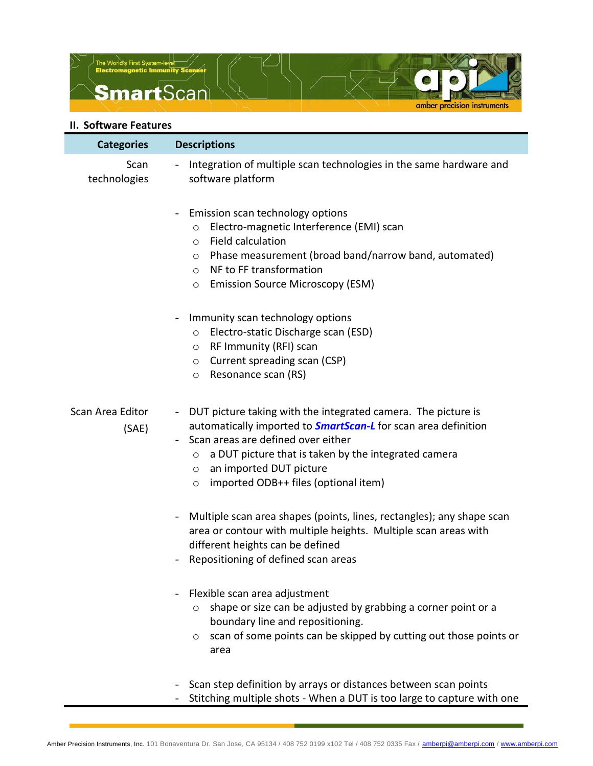## II. Software Features

| Categories | Descriptions |
|---|---|
| Scan technologies | - Integration of multiple scan technologies in the same hardware and software platform<br><br>- Emission scan technology options<br>  ○ Electro-magnetic Interference (EMI) scan<br>  ○ Field calculation<br>  ○ Phase measurement (broad band/narrow band, automated)<br>  ○ NF to FF transformation<br>  ○ Emission Source Microscopy (ESM)<br><br>- Immunity scan technology options<br>  ○ Electro-static Discharge scan (ESD)<br>  ○ RF Immunity (RFI) scan<br>  ○ Current spreading scan (CSP)<br>  ○ Resonance scan (RS) |
| Scan Area Editor (SAE) | - DUT picture taking with the integrated camera. The picture is automatically imported to ***SmartScan-L*** for scan area definition<br>- Scan areas are defined over either<br>  ○ a DUT picture that is taken by the integrated camera<br>  ○ an imported DUT picture<br>  ○ imported ODB++ files (optional item)<br><br>- Multiple scan area shapes (points, lines, rectangles); any shape scan area or contour with multiple heights. Multiple scan areas with different heights can be defined<br>- Repositioning of defined scan areas<br><br>- Flexible scan area adjustment<br>  ○ shape or size can be adjusted by grabbing a corner point or a boundary line and repositioning.<br>  ○ scan of some points can be skipped by cutting out those points or area<br><br>- Scan step definition by arrays or distances between scan points<br>- Stitching multiple shots - When a DUT is too large to capture with one |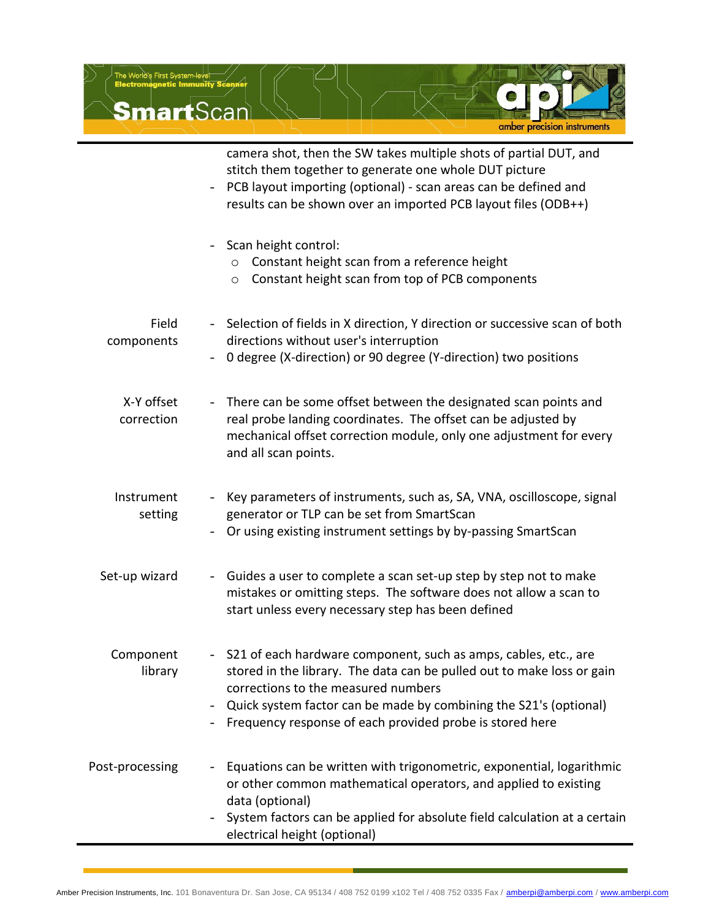| | |
|---|---|
| | - camera shot, then the SW takes multiple shots of partial DUT, and stitch them together to generate one whole DUT picture<br>- PCB layout importing (optional) - scan areas can be defined and results can be shown over an imported PCB layout files (ODB++)<br><br>- Scan height control:<br>  ○ Constant height scan from a reference height<br>  ○ Constant height scan from top of PCB components |
| Field components | - Selection of fields in X direction, Y direction or successive scan of both directions without user's interruption<br>- 0 degree (X-direction) or 90 degree (Y-direction) two positions |
| X-Y offset correction | - There can be some offset between the designated scan points and real probe landing coordinates. The offset can be adjusted by mechanical offset correction module, only one adjustment for every and all scan points. |
| Instrument setting | - Key parameters of instruments, such as, SA, VNA, oscilloscope, signal generator or TLP can be set from SmartScan<br>- Or using existing instrument settings by by-passing SmartScan |
| Set-up wizard | - Guides a user to complete a scan set-up step by step not to make mistakes or omitting steps. The software does not allow a scan to start unless every necessary step has been defined |
| Component library | - S21 of each hardware component, such as amps, cables, etc., are stored in the library. The data can be pulled out to make loss or gain corrections to the measured numbers<br>- Quick system factor can be made by combining the S21's (optional)<br>- Frequency response of each provided probe is stored here |
| Post-processing | - Equations can be written with trigonometric, exponential, logarithmic or other common mathematical operators, and applied to existing data (optional)<br>- System factors can be applied for absolute field calculation at a certain electrical height (optional) |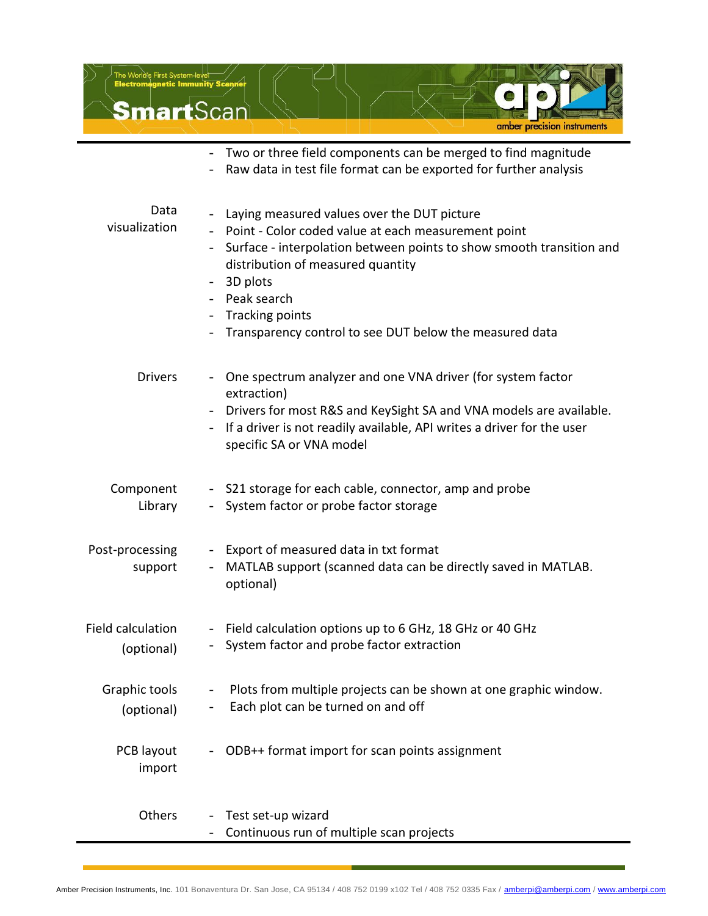| | |
|---|---|
| | - Two or three field components can be merged to find magnitude<br>- Raw data in test file format can be exported for further analysis |
| Data visualization | - Laying measured values over the DUT picture<br>- Point - Color coded value at each measurement point<br>- Surface - interpolation between points to show smooth transition and distribution of measured quantity<br>- 3D plots<br>- Peak search<br>- Tracking points<br>- Transparency control to see DUT below the measured data |
| Drivers | - One spectrum analyzer and one VNA driver (for system factor extraction)<br>- Drivers for most R&S and KeySight SA and VNA models are available.<br>- If a driver is not readily available, API writes a driver for the user specific SA or VNA model |
| Component Library | - S21 storage for each cable, connector, amp and probe<br>- System factor or probe factor storage |
| Post-processing support | - Export of measured data in txt format<br>- MATLAB support (scanned data can be directly saved in MATLAB. optional) |
| Field calculation (optional) | - Field calculation options up to 6 GHz, 18 GHz or 40 GHz<br>- System factor and probe factor extraction |
| Graphic tools (optional) | - Plots from multiple projects can be shown at one graphic window.<br>- Each plot can be turned on and off |
| PCB layout import | - ODB++ format import for scan points assignment |
| Others | - Test set-up wizard<br>- Continuous run of multiple scan projects |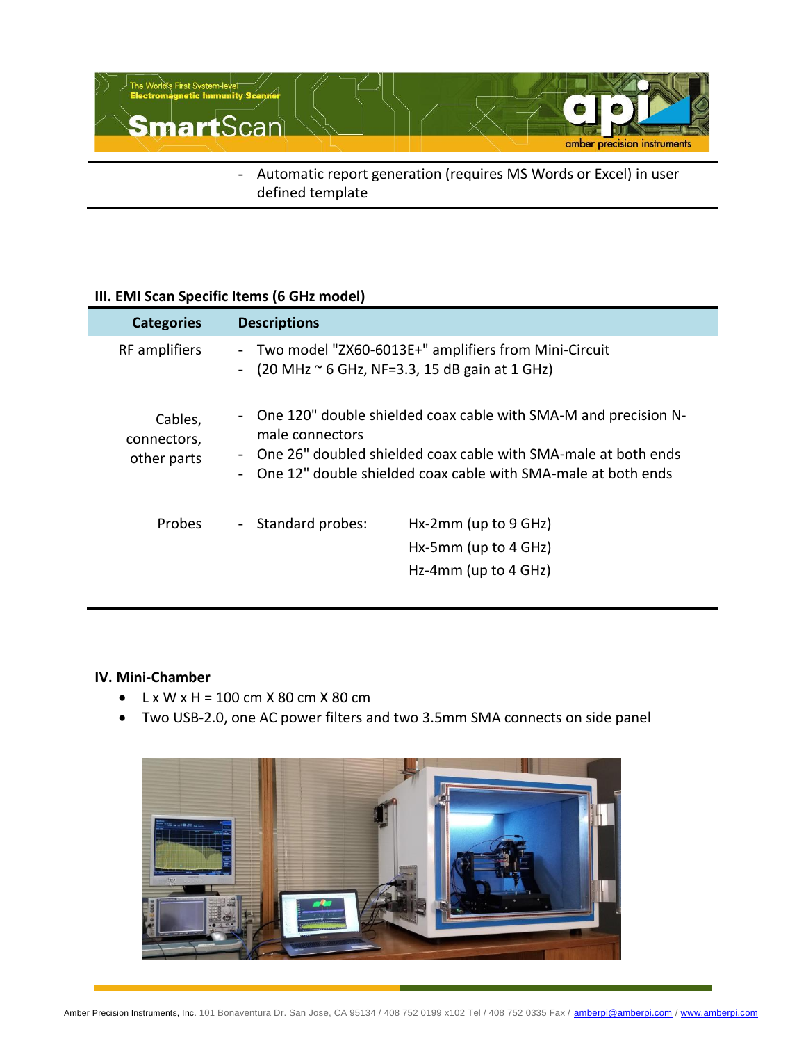- Automatic report generation (requires MS Words or Excel) in user defined template

**III. EMI Scan Specific Items (6 GHz model)**

| Categories | Descriptions |
|---|---|
| RF amplifiers | - Two model "ZX60-6013E+" amplifiers from Mini-Circuit<br>- (20 MHz ~ 6 GHz, NF=3.3, 15 dB gain at 1 GHz) |
| Cables, connectors, other parts | - One 120" double shielded coax cable with SMA-M and precision N-male connectors<br>- One 26" doubled shielded coax cable with SMA-male at both ends<br>- One 12" double shielded coax cable with SMA-male at both ends |
| Probes | - Standard probes: Hx-2mm (up to 9 GHz)<br>Hx-5mm (up to 4 GHz)<br>Hz-4mm (up to 4 GHz) |

**IV. Mini-Chamber**

- L x W x H = 100 cm X 80 cm X 80 cm
- Two USB-2.0, one AC power filters and two 3.5mm SMA connects on side panel